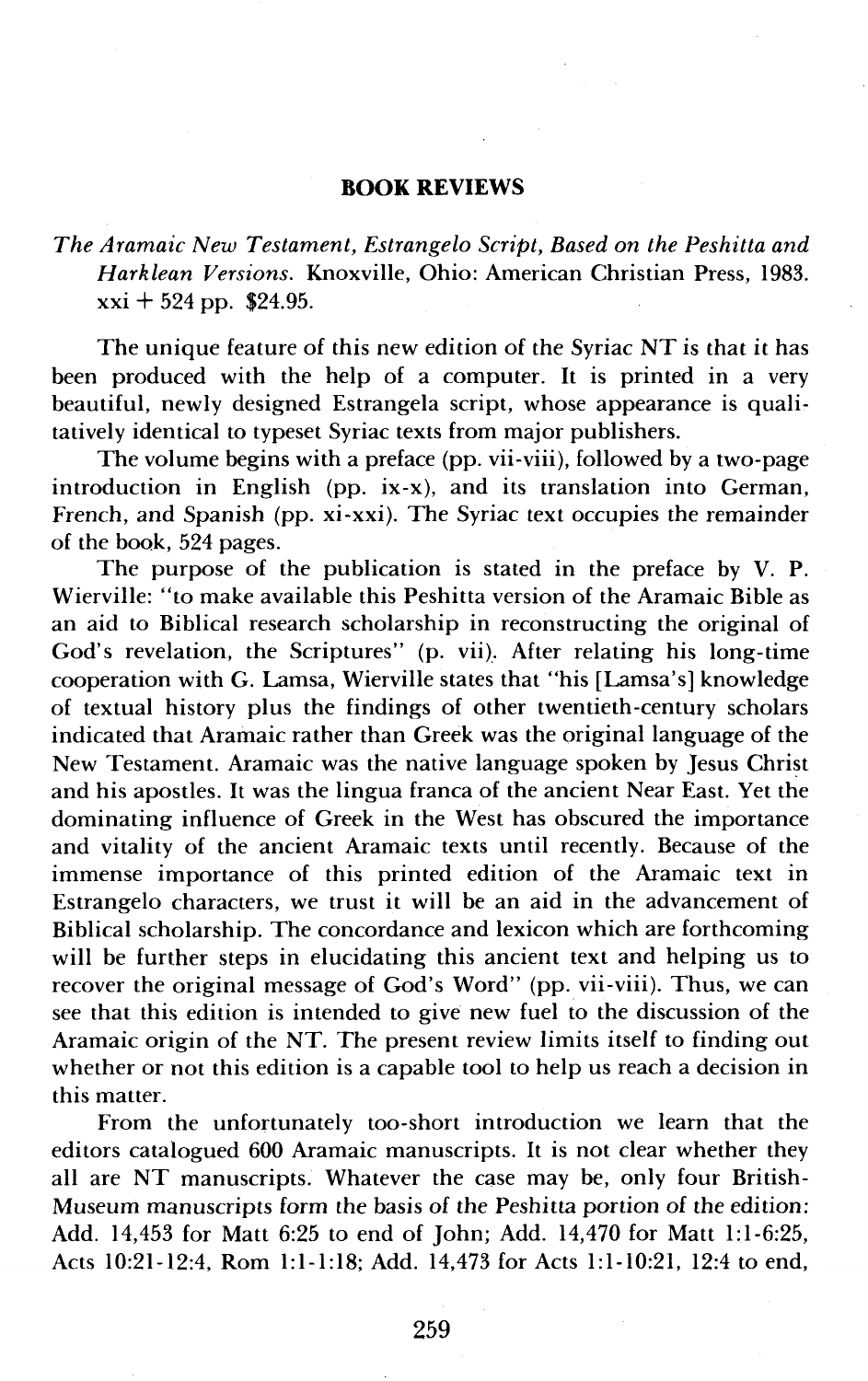## BOOK REVIEWS

*The Aramaic New Testament, Estrangelo Script, Based on the Peshitta and Harklean Versions.* Knoxville, Ohio: American Christian Press, 1983. xxi + 524 pp. $24.95.

The unique feature of this new edition of the Syriac NT is that it has been produced with the help of a computer. It is printed in a very beautiful, newly designed Estrangela script, whose appearance is qualitatively identical to typeset Syriac texts from major publishers.

The volume begins with a preface (pp. vii-viii), followed by a two-page introduction in English (pp. ix-x), and its translation into German, French, and Spanish (pp. xi-xxi). The Syriac text occupies the remainder of the book, 524 pages.

The purpose of the publication is stated in the preface by V. P. Wierville: "to make available this Peshitta version of the Aramaic Bible as an aid to Biblical research scholarship in reconstructing the original of God's revelation, the Scriptures" (p. vii). After relating his long-time cooperation with G. Lamsa, Wierville states that "his [Lamsa's] knowledge of textual history plus the findings of other twentieth-century scholars indicated that Aramaic rather than Greek was the original language of the New Testament. Aramaic was the native language spoken by Jesus Christ and his apostles. It was the lingua franca of the ancient Near East. Yet the dominating influence of Greek in the West has obscured the importance and vitality of the ancient Aramaic texts until recently. Because of the immense importance of this printed edition of the Aramaic text in Estrangelo characters, we trust it will be an aid in the advancement of Biblical scholarship. The concordance and lexicon which are forthcoming will be further steps in elucidating this ancient text and helping us to recover the original message of God's Word" (pp. vii-viii). Thus, we can see that this edition is intended to give new fuel to the discussion of the Aramaic origin of the NT. The present review limits itself to finding out whether or not this edition is a capable tool to help us reach a decision in this matter.

From the unfortunately too-short introduction we learn that the editors catalogued 600 Aramaic manuscripts. It is not clear whether they all are NT manuscripts. Whatever the case may be, only four British-Museum manuscripts form the basis of the Peshitta portion of the edition: Add. 14,453 for Matt 6:25 to end of John; Add. 14,470 for Matt 1:1-6:25, Acts 10:21-12:4, Rom 1:1-1:18; Add. 14,473 for Acts 1:1-10:21, 12:4 to end,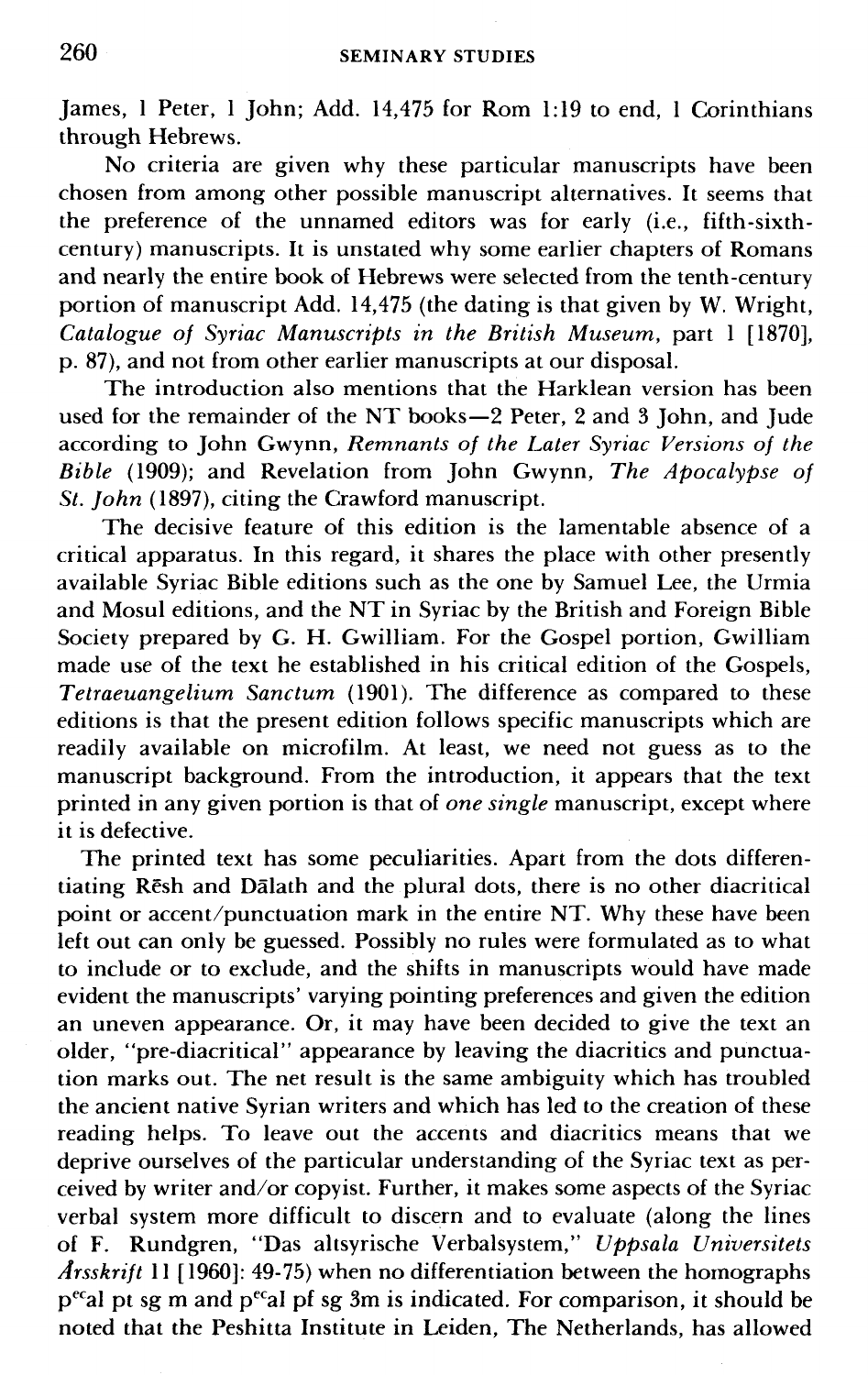James, 1 Peter, 1 John; Add. 14,475 for Rom 1:19 to end, 1 Corinthians through Hebrews.

No criteria are given why these particular manuscripts have been chosen from among other possible manuscript alternatives. It seems that the preference of the unnamed editors was for early (i.e., fifth-sixth-century) manuscripts. It is unstated why some earlier chapters of Romans and nearly the entire book of Hebrews were selected from the tenth-century portion of manuscript Add. 14,475 (the dating is that given by W. Wright, *Catalogue of Syriac Manuscripts in the British Museum*, part 1 [1870], p. 87), and not from other earlier manuscripts at our disposal.

The introduction also mentions that the Harklean version has been used for the remainder of the NT books—2 Peter, 2 and 3 John, and Jude according to John Gwynn, *Remnants of the Later Syriac Versions of the Bible* (1909); and Revelation from John Gwynn, *The Apocalypse of St. John* (1897), citing the Crawford manuscript.

The decisive feature of this edition is the lamentable absence of a critical apparatus. In this regard, it shares the place with other presently available Syriac Bible editions such as the one by Samuel Lee, the Urmia and Mosul editions, and the NT in Syriac by the British and Foreign Bible Society prepared by G. H. Gwilliam. For the Gospel portion, Gwilliam made use of the text he established in his critical edition of the Gospels, *Tetraeuangelium Sanctum* (1901). The difference as compared to these editions is that the present edition follows specific manuscripts which are readily available on microfilm. At least, we need not guess as to the manuscript background. From the introduction, it appears that the text printed in any given portion is that of *one single* manuscript, except where it is defective.

The printed text has some peculiarities. Apart from the dots differentiating Rēsh and Dālath and the plural dots, there is no other diacritical point or accent/punctuation mark in the entire NT. Why these have been left out can only be guessed. Possibly no rules were formulated as to what to include or to exclude, and the shifts in manuscripts would have made evident the manuscripts' varying pointing preferences and given the edition an uneven appearance. Or, it may have been decided to give the text an older, "pre-diacritical" appearance by leaving the diacritics and punctuation marks out. The net result is the same ambiguity which has troubled the ancient native Syrian writers and which has led to the creation of these reading helps. To leave out the accents and diacritics means that we deprive ourselves of the particular understanding of the Syriac text as perceived by writer and/or copyist. Further, it makes some aspects of the Syriac verbal system more difficult to discern and to evaluate (along the lines of F. Rundgren, "Das altsyrische Verbalsystem," *Uppsala Universitets Årsskrift* 11 [1960]: 49-75) when no differentiation between the homographs p^ec^al pt sg m and p^ec^al pf sg 3m is indicated. For comparison, it should be noted that the Peshitta Institute in Leiden, The Netherlands, has allowed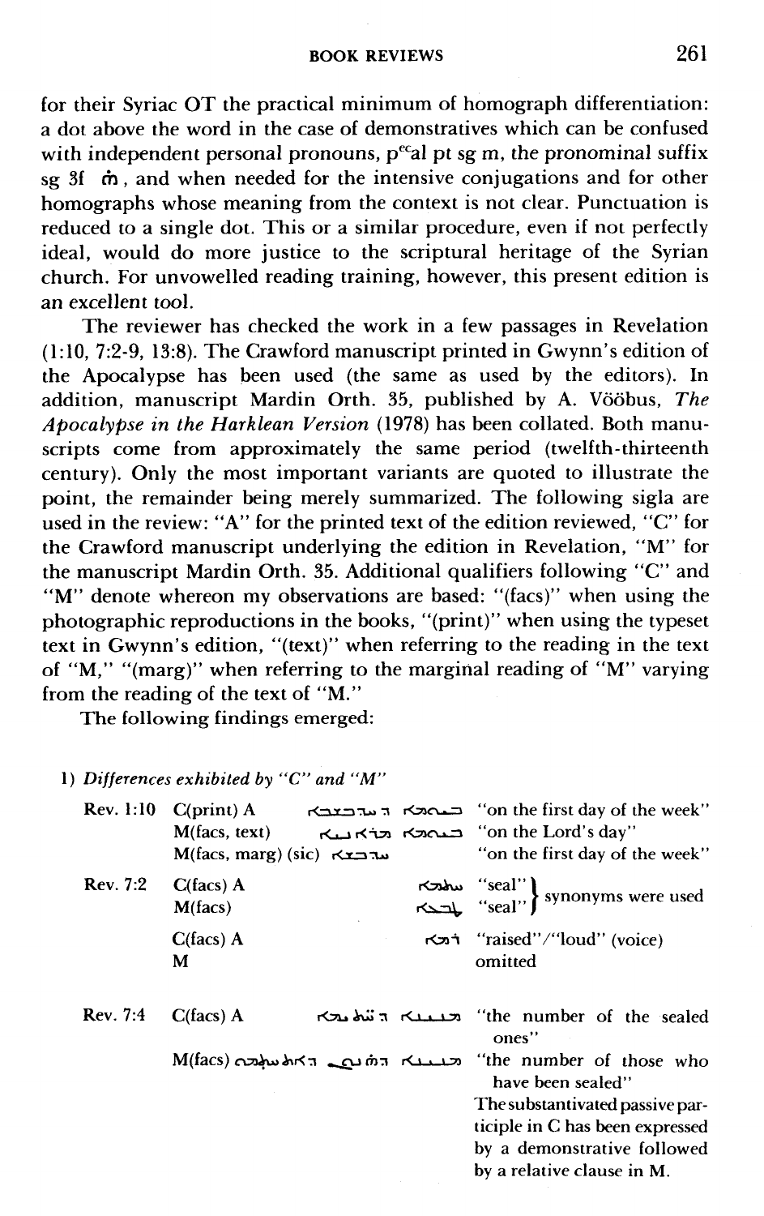for their Syriac OT the practical minimum of homograph differentiation: a dot above the word in the case of demonstratives which can be confused with independent personal pronouns, p<sup>e</sup>al pt sg m, the pronominal suffix sg 3f ܗ̇, and when needed for the intensive conjugations and for other homographs whose meaning from the context is not clear. Punctuation is reduced to a single dot. This or a similar procedure, even if not perfectly ideal, would do more justice to the scriptural heritage of the Syrian church. For unvowelled reading training, however, this present edition is an excellent tool.

The reviewer has checked the work in a few passages in Revelation (1:10, 7:2-9, 13:8). The Crawford manuscript printed in Gwynn's edition of the Apocalypse has been used (the same as used by the editors). In addition, manuscript Mardin Orth. 35, published by A. Vööbus, *The Apocalypse in the Harklean Version* (1978) has been collated. Both manuscripts come from approximately the same period (twelfth-thirteenth century). Only the most important variants are quoted to illustrate the point, the remainder being merely summarized. The following sigla are used in the review: "A" for the printed text of the edition reviewed, "C" for the Crawford manuscript underlying the edition in Revelation, "M" for the manuscript Mardin Orth. 35. Additional qualifiers following "C" and "M" denote whereon my observations are based: "(facs)" when using the photographic reproductions in the books, "(print)" when using the typeset text in Gwynn's edition, "(text)" when referring to the reading in the text of "M," "(marg)" when referring to the marginal reading of "M" varying from the reading of the text of "M."

The following findings emerged:

1) *Differences exhibited by "C" and "M"*

| | | | |
|---|---|---|---|
| Rev. 1:10 | C(print) A | ܒܝܘܡܐ ܕ ܚܕܒܫܒܐ | "on the first day of the week" |
| | M(facs, text) | ܒܝܘܡܐ ܡܪܢܝܐ | "on the Lord's day" |
| | M(facs, marg) (sic) | ܚܕܒܫܒܐ | "on the first day of the week" |
| Rev. 7:2 | C(facs) A | ܚܬܡܐ | "seal" } synonyms were used |
| | M(facs) | ܛܒܥܐ | "seal" } |
| | C(facs) A | ܪܡܐ | "raised"/"loud" (voice) |
| | M | | omitted |
| Rev. 7:4 | C(facs) A | ܡܢܝܢܐ ܕ ܚܬܝܡܐ | "the number of the sealed ones" |
| | M(facs) | ܡܢܝܢܐ ܕ ܗܢܘܢ ܕ ܐܬܚܬܡܘ | "the number of those who have been sealed" The substantivated passive participle in C has been expressed by a demonstrative followed by a relative clause in M. |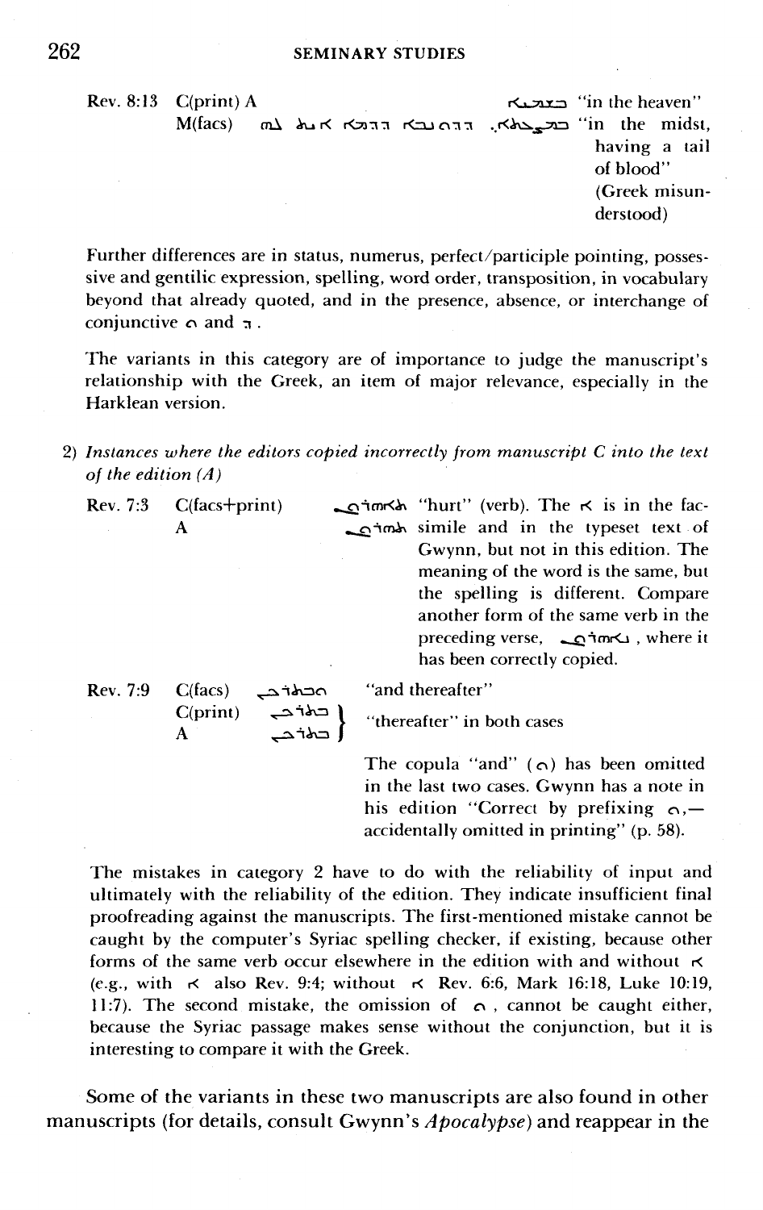| | | | |
|---|---|---|---|
| Rev. 8:13 | C(print) A | ܒܫܡܝܐ | "in the heaven" |
| | M(facs) | ܒܡܨܥܬܐ. ܕܕܘܢܒܐ ܕܕܡܐ ܐܝܬ ܠܗ | "in the midst, having a tail of blood" (Greek misunderstood) |

Further differences are in status, numerus, perfect/participle pointing, possessive and gentilic expression, spelling, word order, transposition, in vocabulary beyond that already quoted, and in the presence, absence, or interchange of conjunctive ܘ and ܕ.

The variants in this category are of importance to judge the manuscript's relationship with the Greek, an item of major relevance, especially in the Harklean version.

2) *Instances where the editors copied incorrectly from manuscript C into the text of the edition (A)*

| | | | |
|---|---|---|---|
| Rev. 7:3 | C(facs+print) | ܬܐܗܪܘܢ | "hurt" (verb). The ܐ is in the facsimile and in the typeset text of Gwynn, but not in this edition. The meaning of the word is the same, but the spelling is different. Compare another form of the same verb in the preceding verse, ܢܐܗܪܘܢ, where it has been correctly copied. |
| | A | ܬܗܪܘܢ | |
| Rev. 7:9 | C(facs) | ܘܒܬܪܟܢ | "and thereafter" |
| | C(print) | ܒܬܪܟܢ | "thereafter" in both cases |
| | A | ܒܬܪܟܢ | The copula "and" (ܘ) has been omitted in the last two cases. Gwynn has a note in his edition "Correct by prefixing ܘ,—accidentally omitted in printing" (p. 58). |

The mistakes in category 2 have to do with the reliability of input and ultimately with the reliability of the edition. They indicate insufficient final proofreading against the manuscripts. The first-mentioned mistake cannot be caught by the computer's Syriac spelling checker, if existing, because other forms of the same verb occur elsewhere in the edition with and without ܐ (e.g., with ܐ also Rev. 9:4; without ܐ Rev. 6:6, Mark 16:18, Luke 10:19, 11:7). The second mistake, the omission of ܘ, cannot be caught either, because the Syriac passage makes sense without the conjunction, but it is interesting to compare it with the Greek.

Some of the variants in these two manuscripts are also found in other manuscripts (for details, consult Gwynn's *Apocalypse*) and reappear in the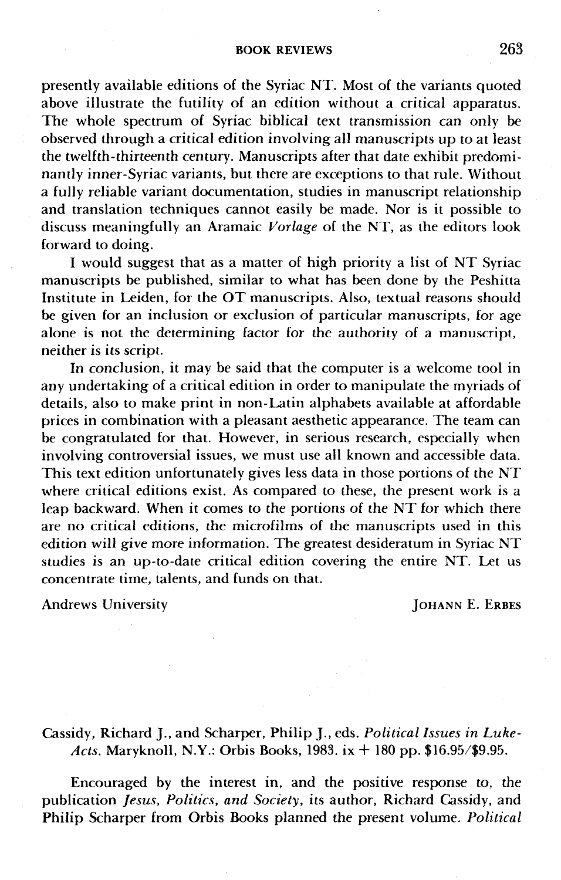presently available editions of the Syriac NT. Most of the variants quoted above illustrate the futility of an edition without a critical apparatus. The whole spectrum of Syriac biblical text transmission can only be observed through a critical edition involving all manuscripts up to at least the twelfth-thirteenth century. Manuscripts after that date exhibit predominantly inner-Syriac variants, but there are exceptions to that rule. Without a fully reliable variant documentation, studies in manuscript relationship and translation techniques cannot easily be made. Nor is it possible to discuss meaningfully an Aramaic *Vorlage* of the NT, as the editors look forward to doing.

I would suggest that as a matter of high priority a list of NT Syriac manuscripts be published, similar to what has been done by the Peshitta Institute in Leiden, for the OT manuscripts. Also, textual reasons should be given for an inclusion or exclusion of particular manuscripts, for age alone is not the determining factor for the authority of a manuscript, neither is its script.

In conclusion, it may be said that the computer is a welcome tool in any undertaking of a critical edition in order to manipulate the myriads of details, also to make print in non-Latin alphabets available at affordable prices in combination with a pleasant aesthetic appearance. The team can be congratulated for that. However, in serious research, especially when involving controversial issues, we must use all known and accessible data. This text edition unfortunately gives less data in those portions of the NT where critical editions exist. As compared to these, the present work is a leap backward. When it comes to the portions of the NT for which there are no critical editions, the microfilms of the manuscripts used in this edition will give more information. The greatest desideratum in Syriac NT studies is an up-to-date critical edition covering the entire NT. Let us concentrate time, talents, and funds on that.

Andrews University — JOHANN E. ERBES

Cassidy, Richard J., and Scharper, Philip J., eds. *Political Issues in Luke-Acts.* Maryknoll, N.Y.: Orbis Books, 1983. ix + 180 pp. $16.95/$9.95.

Encouraged by the interest in, and the positive response to, the publication *Jesus, Politics, and Society,* its author, Richard Cassidy, and Philip Scharper from Orbis Books planned the present volume. *Political*